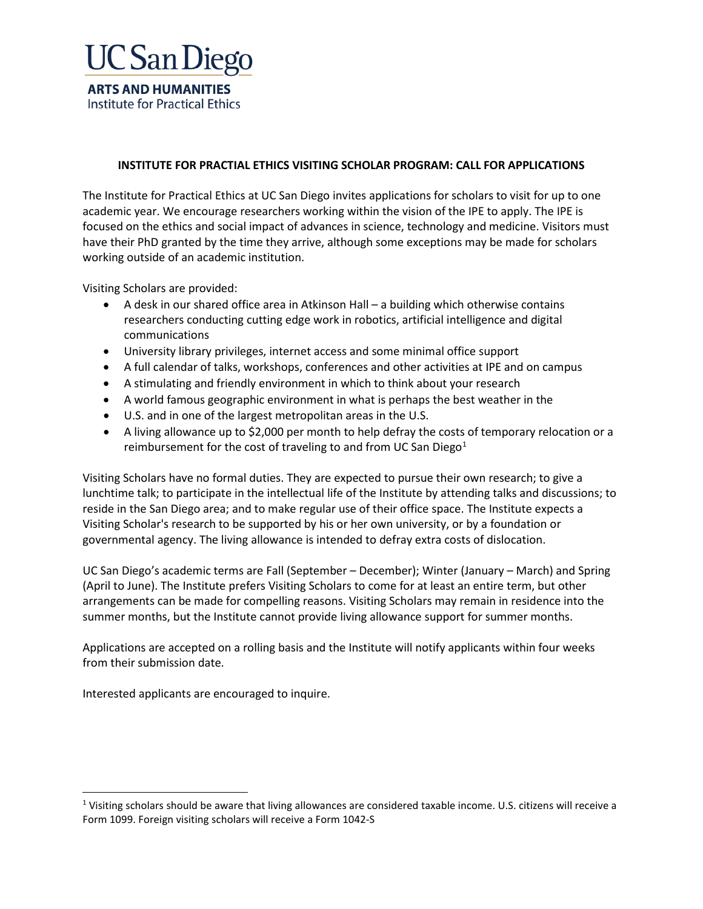# UC San Diego

**ARTS AND HUMANITIES**
Institute for Practical Ethics

## INSTITUTE FOR PRACTIAL ETHICS VISITING SCHOLAR PROGRAM: CALL FOR APPLICATIONS

The Institute for Practical Ethics at UC San Diego invites applications for scholars to visit for up to one academic year. We encourage researchers working within the vision of the IPE to apply. The IPE is focused on the ethics and social impact of advances in science, technology and medicine. Visitors must have their PhD granted by the time they arrive, although some exceptions may be made for scholars working outside of an academic institution.

Visiting Scholars are provided:

- A desk in our shared office area in Atkinson Hall – a building which otherwise contains researchers conducting cutting edge work in robotics, artificial intelligence and digital communications
- University library privileges, internet access and some minimal office support
- A full calendar of talks, workshops, conferences and other activities at IPE and on campus
- A stimulating and friendly environment in which to think about your research
- A world famous geographic environment in what is perhaps the best weather in the
- U.S. and in one of the largest metropolitan areas in the U.S.
- A living allowance up to $2,000 per month to help defray the costs of temporary relocation or a reimbursement for the cost of traveling to and from UC San Diego[1]

Visiting Scholars have no formal duties. They are expected to pursue their own research; to give a lunchtime talk; to participate in the intellectual life of the Institute by attending talks and discussions; to reside in the San Diego area; and to make regular use of their office space. The Institute expects a Visiting Scholar's research to be supported by his or her own university, or by a foundation or governmental agency. The living allowance is intended to defray extra costs of dislocation.

UC San Diego's academic terms are Fall (September – December); Winter (January – March) and Spring (April to June). The Institute prefers Visiting Scholars to come for at least an entire term, but other arrangements can be made for compelling reasons. Visiting Scholars may remain in residence into the summer months, but the Institute cannot provide living allowance support for summer months.

Applications are accepted on a rolling basis and the Institute will notify applicants within four weeks from their submission date.

Interested applicants are encouraged to inquire.

---

[1] Visiting scholars should be aware that living allowances are considered taxable income. U.S. citizens will receive a Form 1099. Foreign visiting scholars will receive a Form 1042-S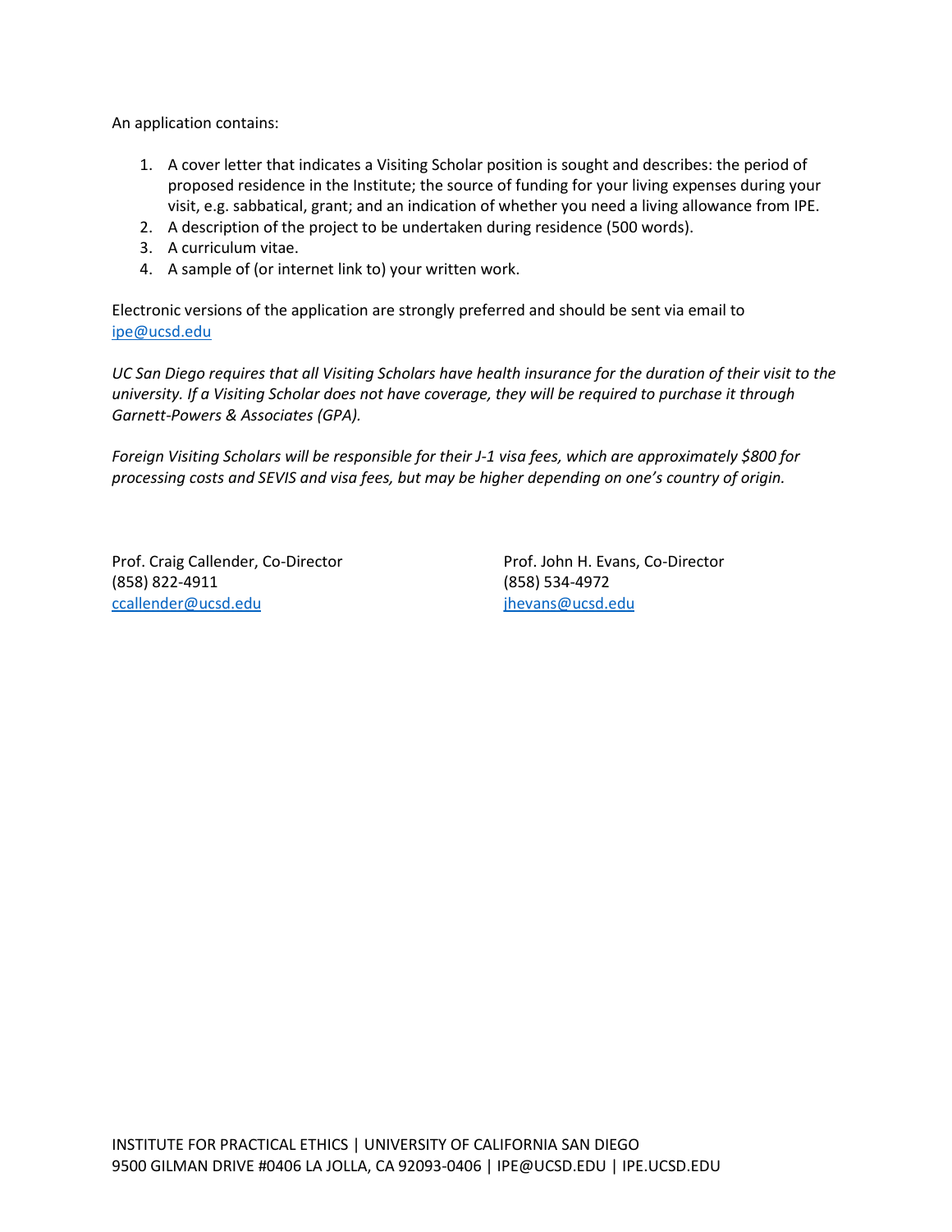An application contains:

1. A cover letter that indicates a Visiting Scholar position is sought and describes: the period of proposed residence in the Institute; the source of funding for your living expenses during your visit, e.g. sabbatical, grant; and an indication of whether you need a living allowance from IPE.
2. A description of the project to be undertaken during residence (500 words).
3. A curriculum vitae.
4. A sample of (or internet link to) your written work.

Electronic versions of the application are strongly preferred and should be sent via email to ipe@ucsd.edu

*UC San Diego requires that all Visiting Scholars have health insurance for the duration of their visit to the university. If a Visiting Scholar does not have coverage, they will be required to purchase it through Garnett-Powers & Associates (GPA).*

*Foreign Visiting Scholars will be responsible for their J-1 visa fees, which are approximately $800 for processing costs and SEVIS and visa fees, but may be higher depending on one's country of origin.*

Prof. Craig Callender, Co-Director
(858) 822-4911
ccallender@ucsd.edu

Prof. John H. Evans, Co-Director
(858) 534-4972
jhevans@ucsd.edu

INSTITUTE FOR PRACTICAL ETHICS | UNIVERSITY OF CALIFORNIA SAN DIEGO
9500 GILMAN DRIVE #0406 LA JOLLA, CA 92093-0406 | IPE@UCSD.EDU | IPE.UCSD.EDU